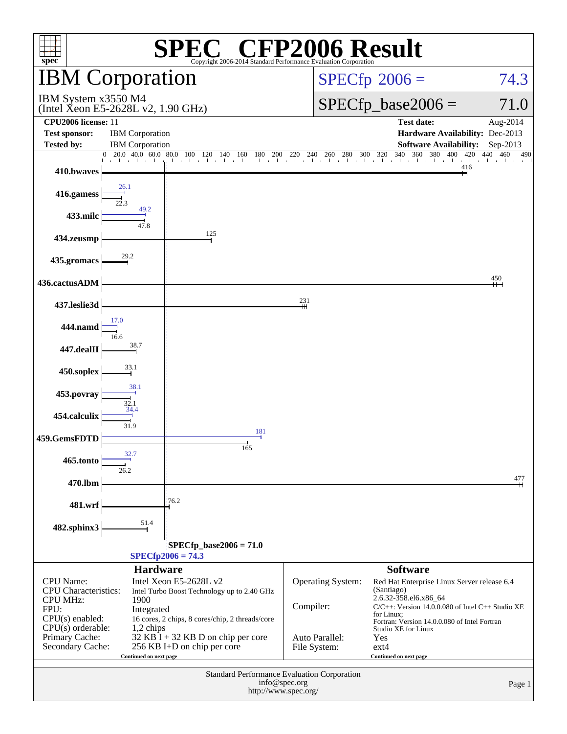# SPEC CFP2006 Result

Copyright 2006-2014 Standard Performance Evaluation Corporation

## IBM Corporation

IBM System x3550 M4
(Intel Xeon E5-2628L v2, 1.90 GHz)

SPECfp 2006 = 74.3

SPECfp_base2006 = 71.0

| | | | |
|---|---|---|---|
| **CPU2006 license:** 11 | | **Test date:** | Aug-2014 |
| **Test sponsor:** | IBM Corporation | **Hardware Availability:** | Dec-2013 |
| **Tested by:** | IBM Corporation | **Software Availability:** | Sep-2013 |

| Benchmark | Peak | Base |
|---|---|---|
| 410.bwaves | | 416 |
| 416.gamess | 26.1 | 22.3 |
| 433.milc | 49.2 | 47.8 |
| 434.zeusmp | | 125 |
| 435.gromacs | | 29.2 |
| 436.cactusADM | | 450 |
| 437.leslie3d | | 231 |
| 444.namd | 17.0 | 16.6 |
| 447.dealII | | 38.7 |
| 450.soplex | | 33.1 |
| 453.povray | 38.1 | 32.1 |
| 454.calculix | 34.4 | 31.9 |
| 459.GemsFDTD | 181 | 165 |
| 465.tonto | 32.7 | 26.2 |
| 470.lbm | | 477 |
| 481.wrf | | 76.2 |
| 482.sphinx3 | | 51.4 |

SPECfp_base2006 = 71.0

SPECfp2006 = 74.3

### Hardware

| | |
|---|---|
| CPU Name: | Intel Xeon E5-2628L v2 |
| CPU Characteristics: | Intel Turbo Boost Technology up to 2.40 GHz |
| CPU MHz: | 1900 |
| FPU: | Integrated |
| CPU(s) enabled: | 16 cores, 2 chips, 8 cores/chip, 2 threads/core |
| CPU(s) orderable: | 1,2 chips |
| Primary Cache: | 32 KB I + 32 KB D on chip per core |
| Secondary Cache: | 256 KB I+D on chip per core |

Continued on next page

### Software

| | |
|---|---|
| Operating System: | Red Hat Enterprise Linux Server release 6.4 (Santiago) 2.6.32-358.el6.x86_64 |
| Compiler: | C/C++: Version 14.0.0.080 of Intel C++ Studio XE for Linux; Fortran: Version 14.0.0.080 of Intel Fortran Studio XE for Linux |
| Auto Parallel: | Yes |
| File System: | ext4 |

Continued on next page

Standard Performance Evaluation Corporation
info@spec.org
http://www.spec.org/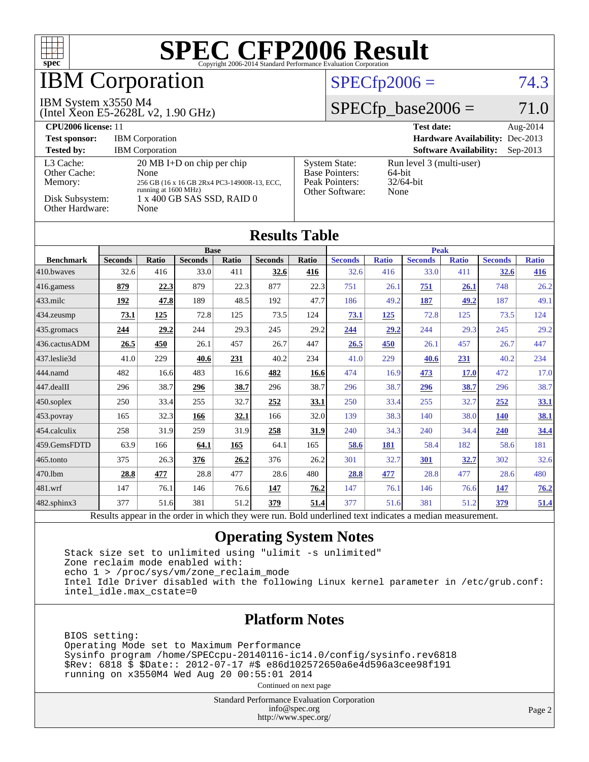# SPEC CFP2006 Result

Copyright 2006-2014 Standard Performance Evaluation Corporation

## IBM Corporation

IBM System x3550 M4
(Intel Xeon E5-2628L v2, 1.90 GHz)

SPECfp2006 = 74.3

SPECfp_base2006 = 71.0

**CPU2006 license:** 11
**Test sponsor:** IBM Corporation
**Tested by:** IBM Corporation

**Test date:** Aug-2014
**Hardware Availability:** Dec-2013
**Software Availability:** Sep-2013

| | |
|---|---|
| L3 Cache: | 20 MB I+D on chip per chip |
| Other Cache: | None |
| Memory: | 256 GB (16 x 16 GB 2Rx4 PC3-14900R-13, ECC, running at 1600 MHz) |
| Disk Subsystem: | 1 x 400 GB SAS SSD, RAID 0 |
| Other Hardware: | None |

| | |
|---|---|
| System State: | Run level 3 (multi-user) |
| Base Pointers: | 64-bit |
| Peak Pointers: | 32/64-bit |
| Other Software: | None |

## Results Table

| | Base | | | | | | Peak | | | | | |
|---|---|---|---|---|---|---|---|---|---|---|---|---|
| **Benchmark** | **Seconds** | **Ratio** | **Seconds** | **Ratio** | **Seconds** | **Ratio** | **Seconds** | **Ratio** | **Seconds** | **Ratio** | **Seconds** | **Ratio** |
| 410.bwaves | 32.6 | 416 | 33.0 | 411 | **32.6** | **416** | 32.6 | 416 | 33.0 | 411 | **32.6** | **416** |
| 416.gamess | **879** | **22.3** | 879 | 22.3 | 877 | 22.3 | 751 | 26.1 | **751** | **26.1** | 748 | 26.2 |
| 433.milc | **192** | **47.8** | 189 | 48.5 | 192 | 47.7 | 186 | 49.2 | **187** | **49.2** | 187 | 49.1 |
| 434.zeusmp | **73.1** | **125** | 72.8 | 125 | 73.5 | 124 | **73.1** | **125** | 72.8 | 125 | 73.5 | 124 |
| 435.gromacs | **244** | **29.2** | 244 | 29.3 | 245 | 29.2 | **244** | **29.2** | 244 | 29.3 | 245 | 29.2 |
| 436.cactusADM | **26.5** | **450** | 26.1 | 457 | 26.7 | 447 | **26.5** | **450** | 26.1 | 457 | 26.7 | 447 |
| 437.leslie3d | 41.0 | 229 | **40.6** | **231** | 40.2 | 234 | 41.0 | 229 | **40.6** | **231** | 40.2 | 234 |
| 444.namd | 482 | 16.6 | 483 | 16.6 | **482** | **16.6** | 474 | 16.9 | **473** | **17.0** | 472 | 17.0 |
| 447.dealII | 296 | 38.7 | **296** | **38.7** | 296 | 38.7 | 296 | 38.7 | **296** | **38.7** | 296 | 38.7 |
| 450.soplex | 250 | 33.4 | 255 | 32.7 | **252** | **33.1** | 250 | 33.4 | 255 | 32.7 | **252** | **33.1** |
| 453.povray | 165 | 32.3 | **166** | **32.1** | 166 | 32.0 | 139 | 38.3 | 140 | 38.0 | **140** | **38.1** |
| 454.calculix | 258 | 31.9 | 259 | 31.9 | **258** | **31.9** | 240 | 34.3 | 240 | 34.4 | **240** | **34.4** |
| 459.GemsFDTD | 63.9 | 166 | **64.1** | **165** | 64.1 | 165 | **58.6** | **181** | 58.4 | 182 | 58.6 | 181 |
| 465.tonto | 375 | 26.3 | **376** | **26.2** | 376 | 26.2 | 301 | 32.7 | **301** | **32.7** | 302 | 32.6 |
| 470.lbm | **28.8** | **477** | 28.8 | 477 | 28.6 | 480 | **28.8** | **477** | 28.8 | 477 | 28.6 | 480 |
| 481.wrf | 147 | 76.1 | 146 | 76.6 | **147** | **76.2** | 147 | 76.1 | 146 | 76.6 | **147** | **76.2** |
| 482.sphinx3 | 377 | 51.6 | 381 | 51.2 | **379** | **51.4** | 377 | 51.6 | 381 | 51.2 | **379** | **51.4** |

Results appear in the order in which they were run. Bold underlined text indicates a median measurement.

## Operating System Notes

```
Stack size set to unlimited using "ulimit -s unlimited"
Zone reclaim mode enabled with:
echo 1 > /proc/sys/vm/zone_reclaim_mode
Intel Idle Driver disabled with the following Linux kernel parameter in /etc/grub.conf:
intel_idle.max_cstate=0
```

## Platform Notes

```
BIOS setting:
Operating Mode set to Maximum Performance
Sysinfo program /home/SPECcpu-20140116-ic14.0/config/sysinfo.rev6818
$Rev: 6818 $ $Date:: 2012-07-17 #$ e86d102572650a6e4d596a3cee98f191
running on x3550M4 Wed Aug 20 00:55:01 2014
```

Continued on next page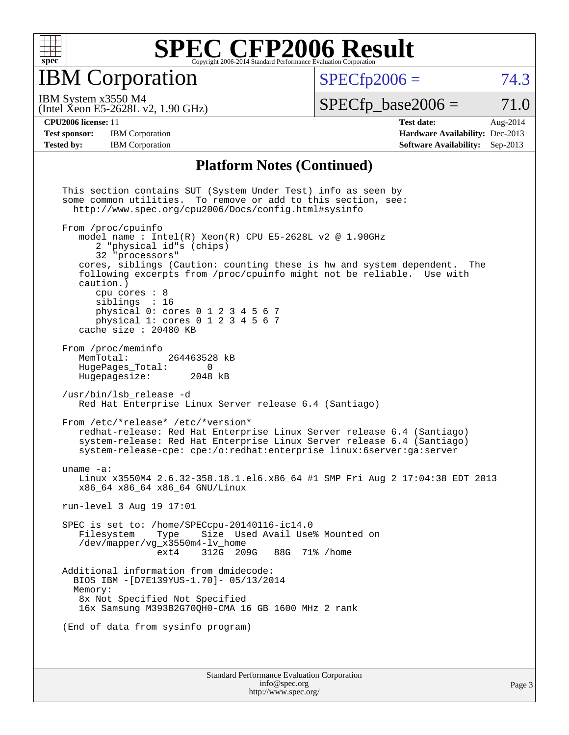# SPEC CFP2006 Result

Copyright 2006-2014 Standard Performance Evaluation Corporation

## IBM Corporation

IBM System x3550 M4
(Intel Xeon E5-2628L v2, 1.90 GHz)

SPECfp2006 = 74.3

SPECfp_base2006 = 71.0

| | | | |
|---|---|---|---|
| **CPU2006 license:** 11 | | **Test date:** | Aug-2014 |
| **Test sponsor:** | IBM Corporation | **Hardware Availability:** | Dec-2013 |
| **Tested by:** | IBM Corporation | **Software Availability:** | Sep-2013 |

### Platform Notes (Continued)

```
This section contains SUT (System Under Test) info as seen by
some common utilities.  To remove or add to this section, see:
  http://www.spec.org/cpu2006/Docs/config.html#sysinfo

From /proc/cpuinfo
   model name : Intel(R) Xeon(R) CPU E5-2628L v2 @ 1.90GHz
      2 "physical id"s (chips)
      32 "processors"
   cores, siblings (Caution: counting these is hw and system dependent.  The
   following excerpts from /proc/cpuinfo might not be reliable.  Use with
   caution.)
      cpu cores : 8
      siblings  : 16
      physical 0: cores 0 1 2 3 4 5 6 7
      physical 1: cores 0 1 2 3 4 5 6 7
   cache size : 20480 KB

From /proc/meminfo
   MemTotal:       264463528 kB
   HugePages_Total:       0
   Hugepagesize:       2048 kB

/usr/bin/lsb_release -d
   Red Hat Enterprise Linux Server release 6.4 (Santiago)

From /etc/*release* /etc/*version*
   redhat-release: Red Hat Enterprise Linux Server release 6.4 (Santiago)
   system-release: Red Hat Enterprise Linux Server release 6.4 (Santiago)
   system-release-cpe: cpe:/o:redhat:enterprise_linux:6server:ga:server

uname -a:
   Linux x3550M4 2.6.32-358.18.1.el6.x86_64 #1 SMP Fri Aug 2 17:04:38 EDT 2013
   x86_64 x86_64 x86_64 GNU/Linux

run-level 3 Aug 19 17:01

SPEC is set to: /home/SPECcpu-20140116-ic14.0
   Filesystem     Type    Size  Used Avail Use% Mounted on
   /dev/mapper/vg_x3550m4-lv_home
                  ext4    312G  209G   88G  71% /home

Additional information from dmidecode:
  BIOS IBM -[D7E139YUS-1.70]- 05/13/2014
  Memory:
   8x Not Specified Not Specified
   16x Samsung M393B2G70QH0-CMA 16 GB 1600 MHz 2 rank

(End of data from sysinfo program)
```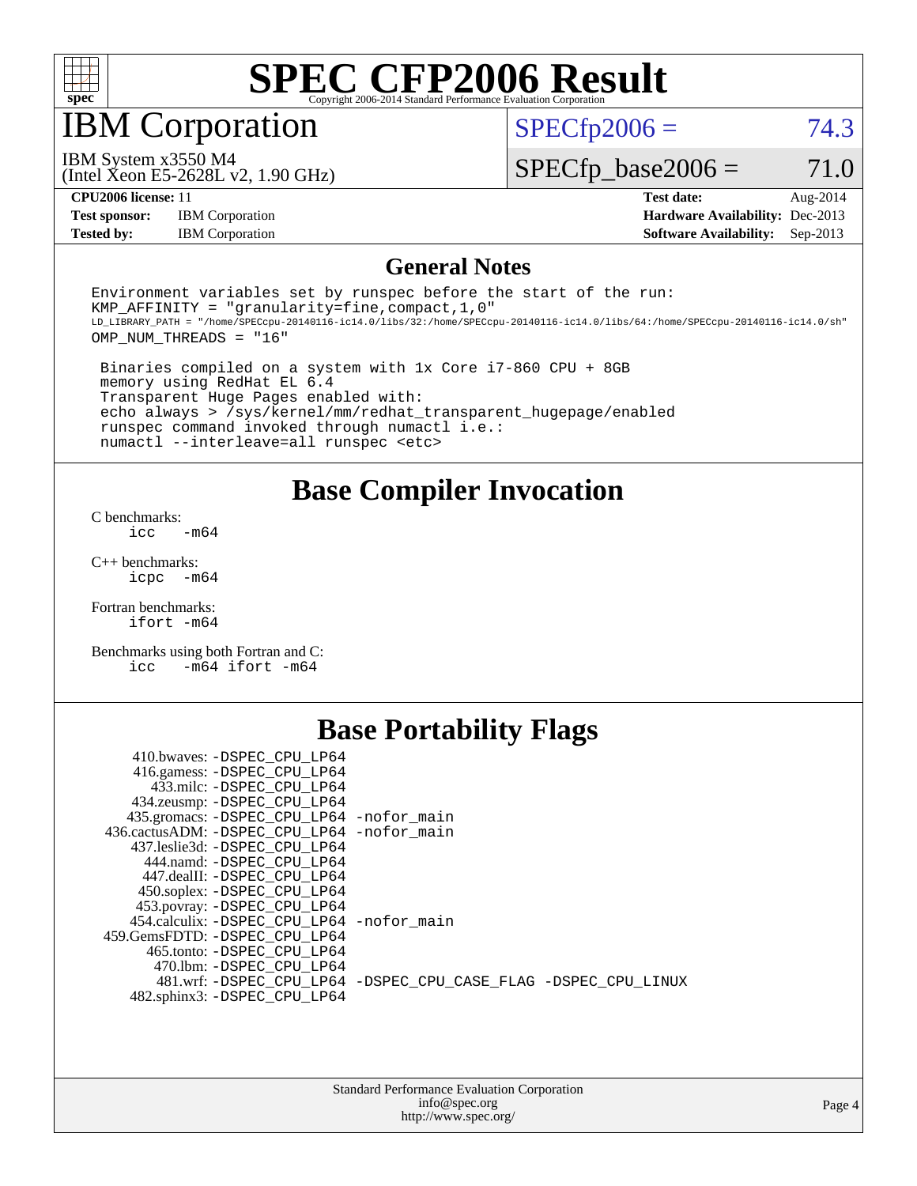# SPEC CFP2006 Result

Copyright 2006-2014 Standard Performance Evaluation Corporation

## IBM Corporation

IBM System x3550 M4
(Intel Xeon E5-2628L v2, 1.90 GHz)

SPECfp2006 = 74.3

SPECfp_base2006 = 71.0

| | | | |
|---|---|---|---|
| **CPU2006 license:** 11 | | **Test date:** | Aug-2014 |
| **Test sponsor:** | IBM Corporation | **Hardware Availability:** | Dec-2013 |
| **Tested by:** | IBM Corporation | **Software Availability:** | Sep-2013 |

## General Notes

```
Environment variables set by runspec before the start of the run:
KMP_AFFINITY = "granularity=fine,compact,1,0"
LD_LIBRARY_PATH = "/home/SPECcpu-20140116-ic14.0/libs/32:/home/SPECcpu-20140116-ic14.0/libs/64:/home/SPECcpu-20140116-ic14.0/sh"
OMP_NUM_THREADS = "16"

 Binaries compiled on a system with 1x Core i7-860 CPU + 8GB
 memory using RedHat EL 6.4
 Transparent Huge Pages enabled with:
 echo always > /sys/kernel/mm/redhat_transparent_hugepage/enabled
 runspec command invoked through numactl i.e.:
 numactl --interleave=all runspec <etc>
```

## Base Compiler Invocation

C benchmarks:
```
icc  -m64
```

C++ benchmarks:
```
icpc  -m64
```

Fortran benchmarks:
```
ifort -m64
```

Benchmarks using both Fortran and C:
```
icc  -m64 ifort -m64
```

## Base Portability Flags

```
   410.bwaves: -DSPEC_CPU_LP64
   416.gamess: -DSPEC_CPU_LP64
     433.milc: -DSPEC_CPU_LP64
   434.zeusmp: -DSPEC_CPU_LP64
  435.gromacs: -DSPEC_CPU_LP64 -nofor_main
 436.cactusADM: -DSPEC_CPU_LP64 -nofor_main
  437.leslie3d: -DSPEC_CPU_LP64
     444.namd: -DSPEC_CPU_LP64
   447.dealII: -DSPEC_CPU_LP64
   450.soplex: -DSPEC_CPU_LP64
   453.povray: -DSPEC_CPU_LP64
  454.calculix: -DSPEC_CPU_LP64 -nofor_main
 459.GemsFDTD: -DSPEC_CPU_LP64
    465.tonto: -DSPEC_CPU_LP64
     470.lbm: -DSPEC_CPU_LP64
      481.wrf: -DSPEC_CPU_LP64 -DSPEC_CPU_CASE_FLAG -DSPEC_CPU_LINUX
  482.sphinx3: -DSPEC_CPU_LP64
```

Standard Performance Evaluation Corporation
info@spec.org
http://www.spec.org/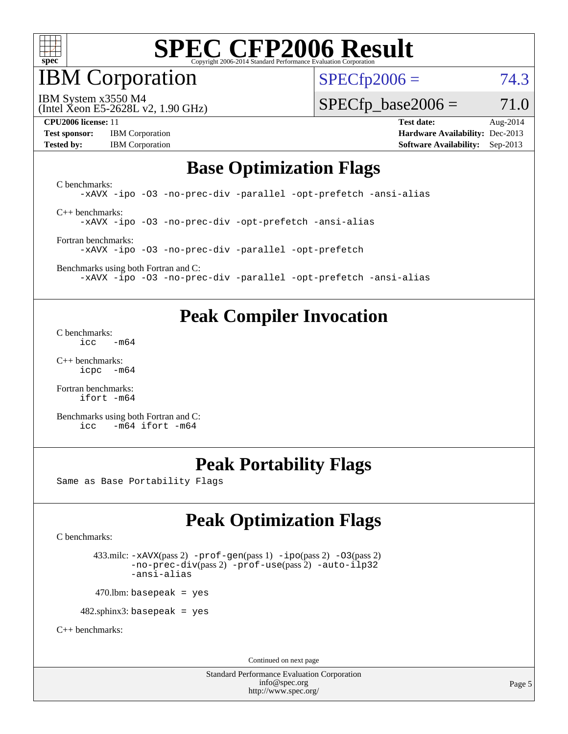# SPEC CFP2006 Result

Copyright 2006-2014 Standard Performance Evaluation Corporation

## IBM Corporation

IBM System x3550 M4
(Intel Xeon E5-2628L v2, 1.90 GHz)

SPECfp2006 = 74.3

SPECfp_base2006 = 71.0

**CPU2006 license:** 11
**Test sponsor:** IBM Corporation
**Tested by:** IBM Corporation

**Test date:** Aug-2014
**Hardware Availability:** Dec-2013
**Software Availability:** Sep-2013

## Base Optimization Flags

C benchmarks:

```
-xAVX -ipo -O3 -no-prec-div -parallel -opt-prefetch -ansi-alias
```

C++ benchmarks:

```
-xAVX -ipo -O3 -no-prec-div -opt-prefetch -ansi-alias
```

Fortran benchmarks:

```
-xAVX -ipo -O3 -no-prec-div -parallel -opt-prefetch
```

Benchmarks using both Fortran and C:

```
-xAVX -ipo -O3 -no-prec-div -parallel -opt-prefetch -ansi-alias
```

## Peak Compiler Invocation

C benchmarks:

```
icc  -m64
```

C++ benchmarks:

```
icpc -m64
```

Fortran benchmarks:

```
ifort -m64
```

Benchmarks using both Fortran and C:

```
icc  -m64 ifort -m64
```

## Peak Portability Flags

Same as Base Portability Flags

## Peak Optimization Flags

C benchmarks:

433.milc: `-xAVX`(pass 2) `-prof-gen`(pass 1) `-ipo`(pass 2) `-O3`(pass 2) `-no-prec-div`(pass 2) `-prof-use`(pass 2) `-auto-ilp32` `-ansi-alias`

470.lbm: `basepeak = yes`

482.sphinx3: `basepeak = yes`

C++ benchmarks:

Continued on next page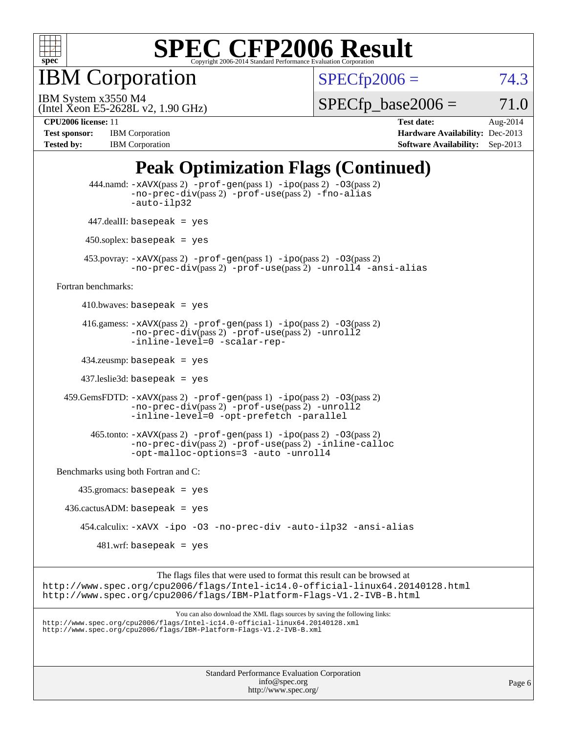# SPEC CFP2006 Result

Copyright 2006-2014 Standard Performance Evaluation Corporation

## IBM Corporation

IBM System x3550 M4
(Intel Xeon E5-2628L v2, 1.90 GHz)

SPECfp2006 = 74.3

SPECfp_base2006 = 71.0

| | | | |
|---|---|---|---|
| **CPU2006 license:** 11 | | **Test date:** | Aug-2014 |
| **Test sponsor:** | IBM Corporation | **Hardware Availability:** | Dec-2013 |
| **Tested by:** | IBM Corporation | **Software Availability:** | Sep-2013 |

## Peak Optimization Flags (Continued)

444.namd: `-xAVX`(pass 2) `-prof-gen`(pass 1) `-ipo`(pass 2) `-O3`(pass 2) `-no-prec-div`(pass 2) `-prof-use`(pass 2) `-fno-alias` `-auto-ilp32`

447.dealII: `basepeak = yes`

450.soplex: `basepeak = yes`

453.povray: `-xAVX`(pass 2) `-prof-gen`(pass 1) `-ipo`(pass 2) `-O3`(pass 2) `-no-prec-div`(pass 2) `-prof-use`(pass 2) `-unroll4` `-ansi-alias`

Fortran benchmarks:

410.bwaves: `basepeak = yes`

416.gamess: `-xAVX`(pass 2) `-prof-gen`(pass 1) `-ipo`(pass 2) `-O3`(pass 2) `-no-prec-div`(pass 2) `-prof-use`(pass 2) `-unroll2` `-inline-level=0` `-scalar-rep-`

434.zeusmp: `basepeak = yes`

437.leslie3d: `basepeak = yes`

459.GemsFDTD: `-xAVX`(pass 2) `-prof-gen`(pass 1) `-ipo`(pass 2) `-O3`(pass 2) `-no-prec-div`(pass 2) `-prof-use`(pass 2) `-unroll2` `-inline-level=0` `-opt-prefetch` `-parallel`

465.tonto: `-xAVX`(pass 2) `-prof-gen`(pass 1) `-ipo`(pass 2) `-O3`(pass 2) `-no-prec-div`(pass 2) `-prof-use`(pass 2) `-inline-calloc` `-opt-malloc-options=3` `-auto` `-unroll4`

Benchmarks using both Fortran and C:

435.gromacs: `basepeak = yes`

436.cactusADM: `basepeak = yes`

454.calculix: `-xAVX` `-ipo` `-O3` `-no-prec-div` `-auto-ilp32` `-ansi-alias`

481.wrf: `basepeak = yes`

The flags files that were used to format this result can be browsed at
http://www.spec.org/cpu2006/flags/Intel-ic14.0-official-linux64.20140128.html
http://www.spec.org/cpu2006/flags/IBM-Platform-Flags-V1.2-IVB-B.html

You can also download the XML flags sources by saving the following links:
http://www.spec.org/cpu2006/flags/Intel-ic14.0-official-linux64.20140128.xml
http://www.spec.org/cpu2006/flags/IBM-Platform-Flags-V1.2-IVB-B.xml

Standard Performance Evaluation Corporation
info@spec.org
http://www.spec.org/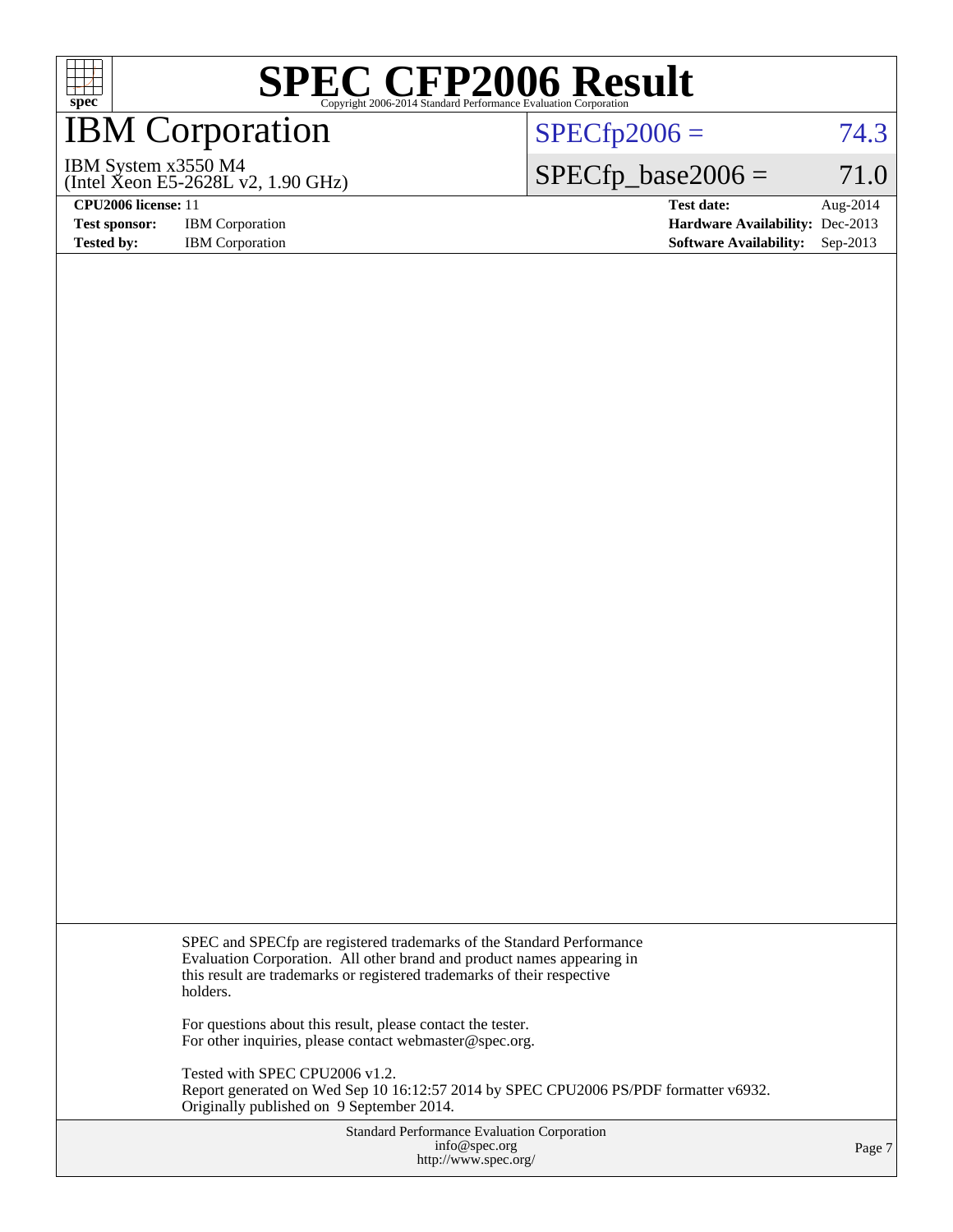SPEC and SPECfp are registered trademarks of the Standard Performance Evaluation Corporation. All other brand and product names appearing in this result are trademarks or registered trademarks of their respective holders.

For questions about this result, please contact the tester.
For other inquiries, please contact webmaster@spec.org.

Tested with SPEC CPU2006 v1.2.
Report generated on Wed Sep 10 16:12:57 2014 by SPEC CPU2006 PS/PDF formatter v6932.
Originally published on 9 September 2014.